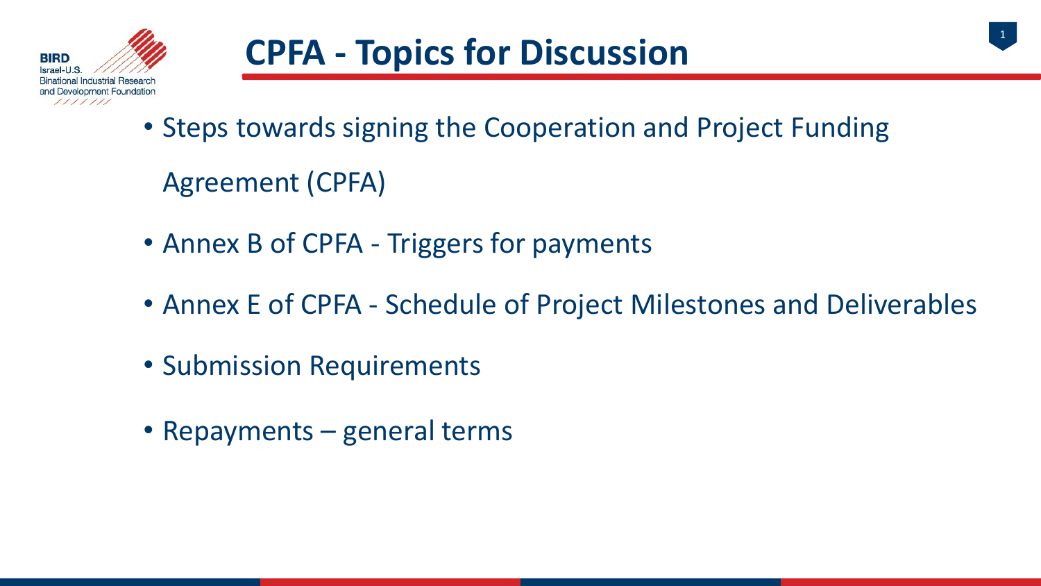# CPFA - Topics for Discussion

- Steps towards signing the Cooperation and Project Funding Agreement (CPFA)
- Annex B of CPFA - Triggers for payments
- Annex E of CPFA - Schedule of Project Milestones and Deliverables
- Submission Requirements
- Repayments – general terms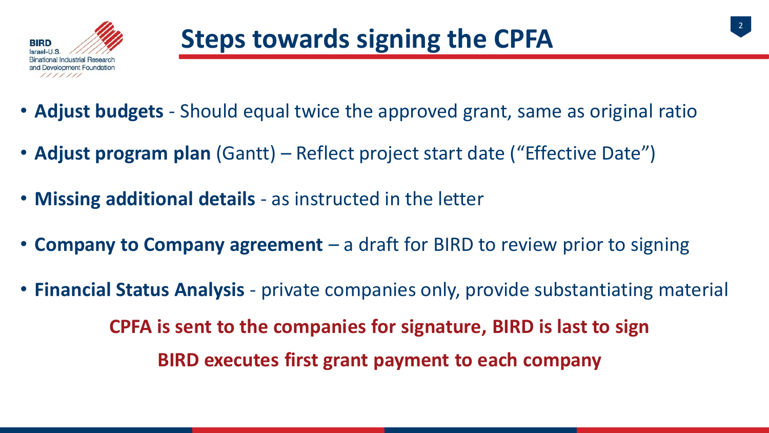# Steps towards signing the CPFA

- **Adjust budgets** - Should equal twice the approved grant, same as original ratio
- **Adjust program plan** (Gantt) – Reflect project start date ("Effective Date")
- **Missing additional details** - as instructed in the letter
- **Company to Company agreement** – a draft for BIRD to review prior to signing
- **Financial Status Analysis** - private companies only, provide substantiating material

**CPFA is sent to the companies for signature, BIRD is last to sign**

**BIRD executes first grant payment to each company**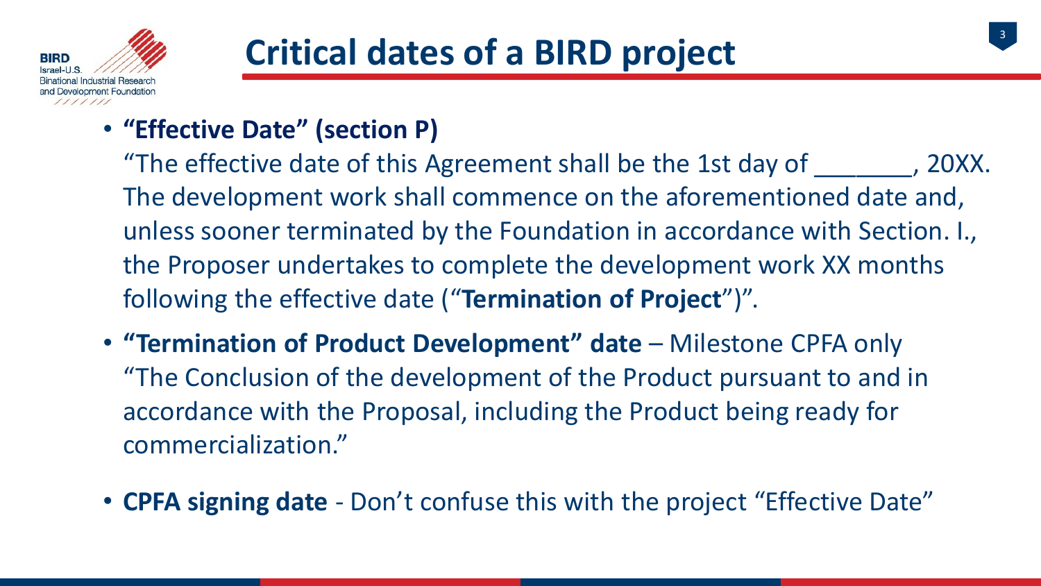# Critical dates of a BIRD project

- **"Effective Date" (section P)**
  "The effective date of this Agreement shall be the 1st day of _______, 20XX. The development work shall commence on the aforementioned date and, unless sooner terminated by the Foundation in accordance with Section. I., the Proposer undertakes to complete the development work XX months following the effective date ("**Termination of Project**")".
- **"Termination of Product Development" date** – Milestone CPFA only
  "The Conclusion of the development of the Product pursuant to and in accordance with the Proposal, including the Product being ready for commercialization."
- **CPFA signing date** - Don't confuse this with the project "Effective Date"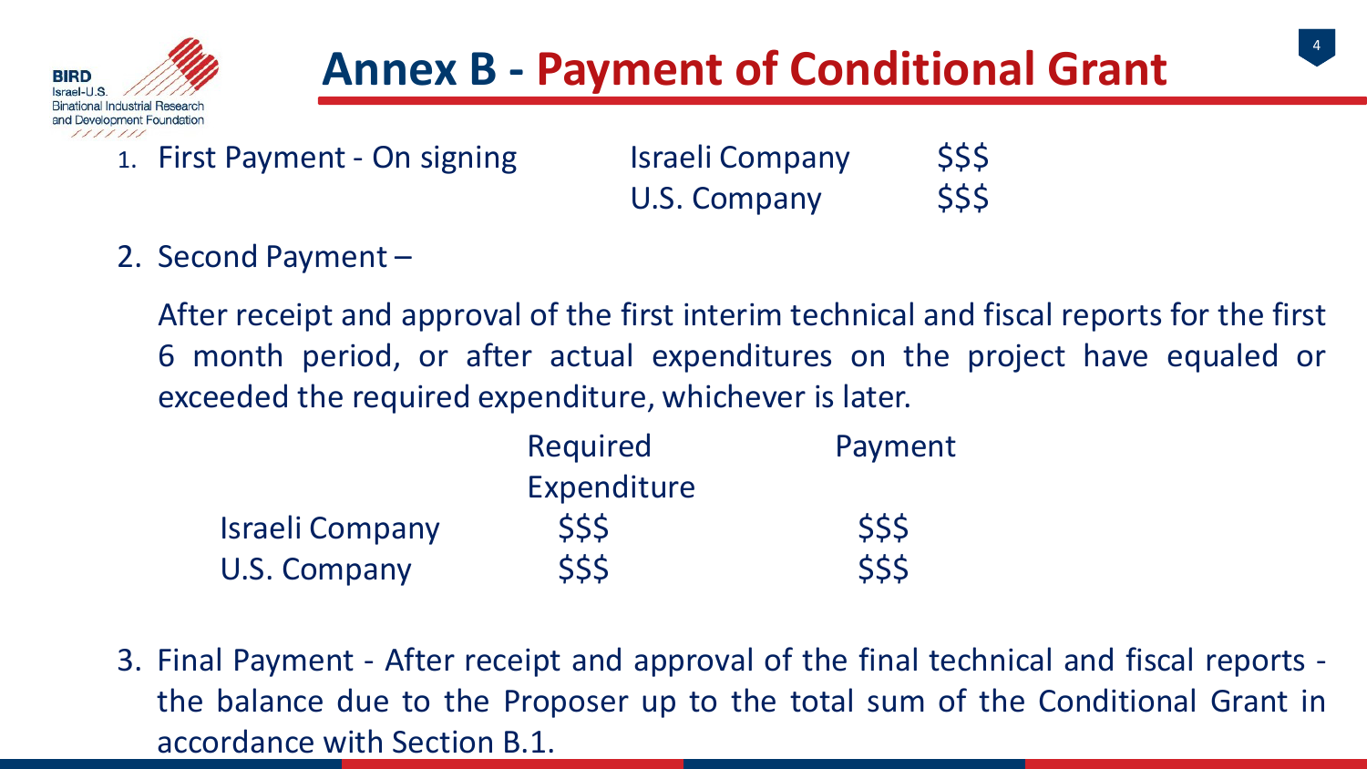# Annex B - Payment of Conditional Grant

1. First Payment - On signing

| | |
|---|---|
| Israeli Company | $$$ |
| U.S. Company | $$$ |

2. Second Payment –

   After receipt and approval of the first interim technical and fiscal reports for the first 6 month period, or after actual expenditures on the project have equaled or exceeded the required expenditure, whichever is later.

| | Required Expenditure | Payment |
|---|---|---|
| Israeli Company | $$$ | $$$ |
| U.S. Company | $$$ | $$$ |

3. Final Payment - After receipt and approval of the final technical and fiscal reports - the balance due to the Proposer up to the total sum of the Conditional Grant in accordance with Section B.1.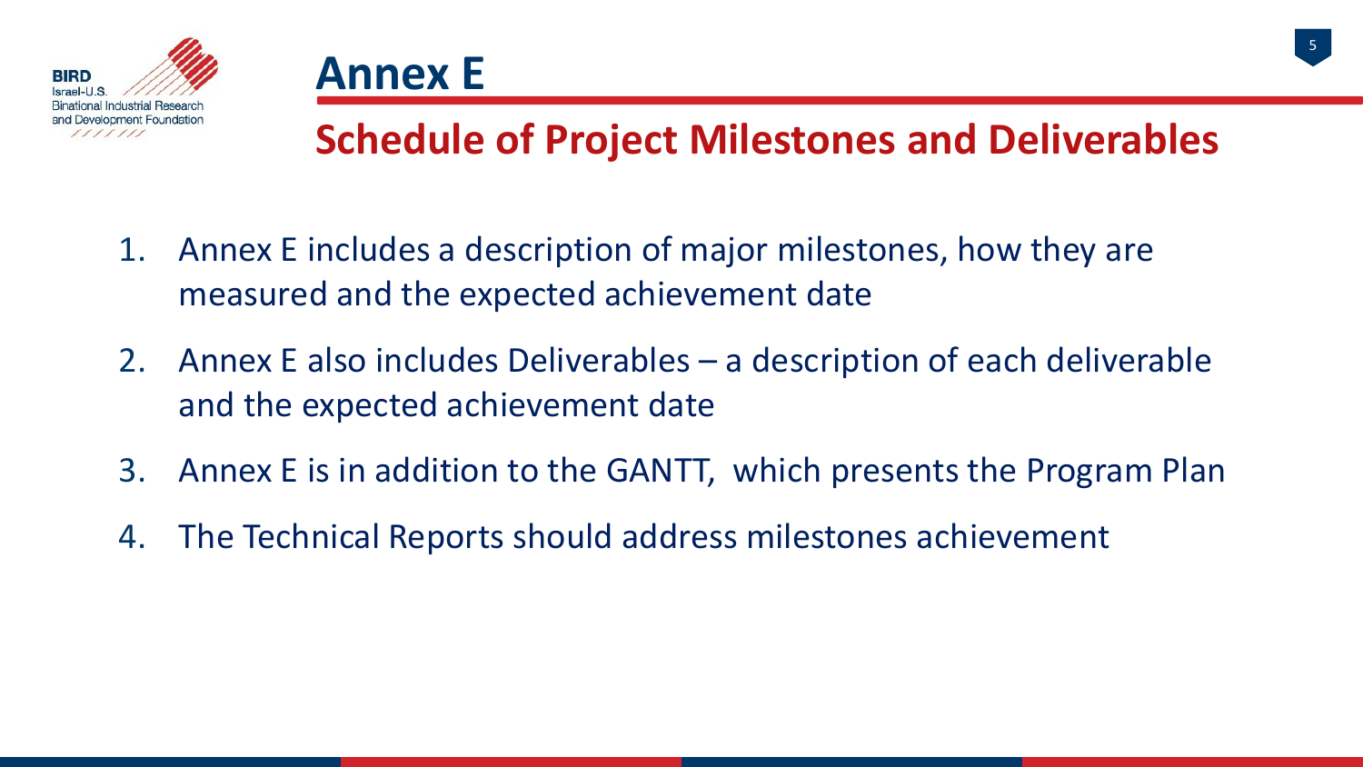# Annex E

## Schedule of Project Milestones and Deliverables

1. Annex E includes a description of major milestones, how they are measured and the expected achievement date
2. Annex E also includes Deliverables – a description of each deliverable and the expected achievement date
3. Annex E is in addition to the GANTT, which presents the Program Plan
4. The Technical Reports should address milestones achievement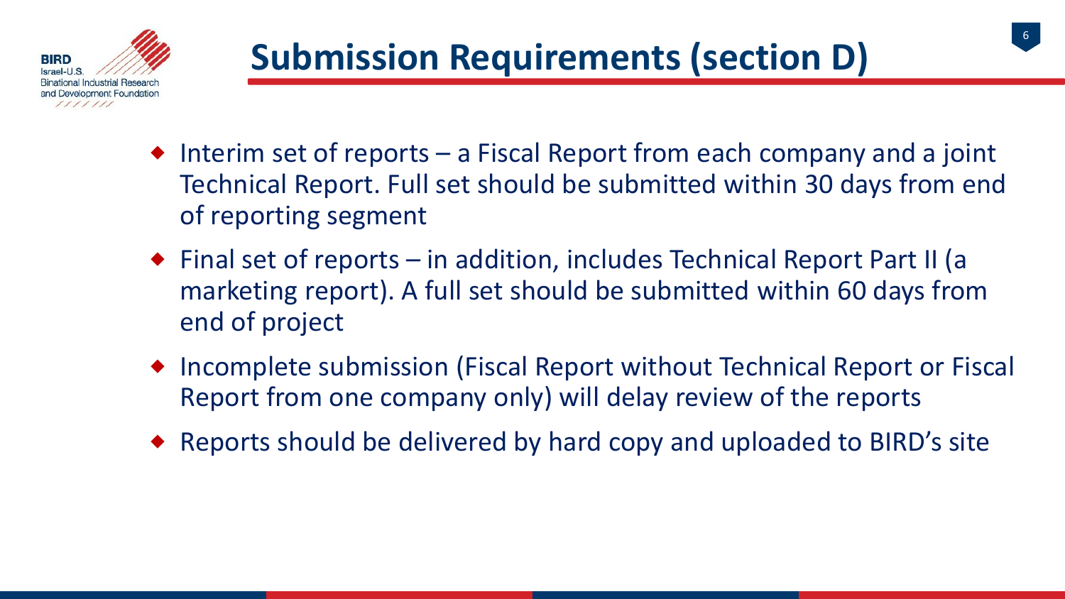# Submission Requirements (section D)

- Interim set of reports – a Fiscal Report from each company and a joint Technical Report. Full set should be submitted within 30 days from end of reporting segment
- Final set of reports – in addition, includes Technical Report Part II (a marketing report). A full set should be submitted within 60 days from end of project
- Incomplete submission (Fiscal Report without Technical Report or Fiscal Report from one company only) will delay review of the reports
- Reports should be delivered by hard copy and uploaded to BIRD's site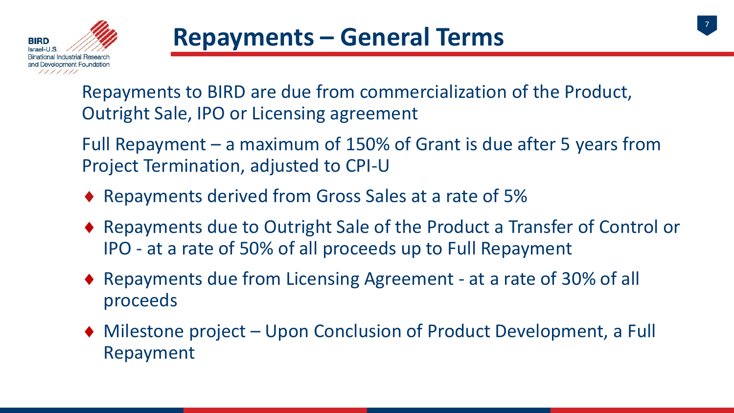# Repayments – General Terms

Repayments to BIRD are due from commercialization of the Product, Outright Sale, IPO or Licensing agreement

Full Repayment – a maximum of 150% of Grant is due after 5 years from Project Termination, adjusted to CPI-U

- Repayments derived from Gross Sales at a rate of 5%
- Repayments due to Outright Sale of the Product a Transfer of Control or IPO - at a rate of 50% of all proceeds up to Full Repayment
- Repayments due from Licensing Agreement - at a rate of 30% of all proceeds
- Milestone project – Upon Conclusion of Product Development, a Full Repayment